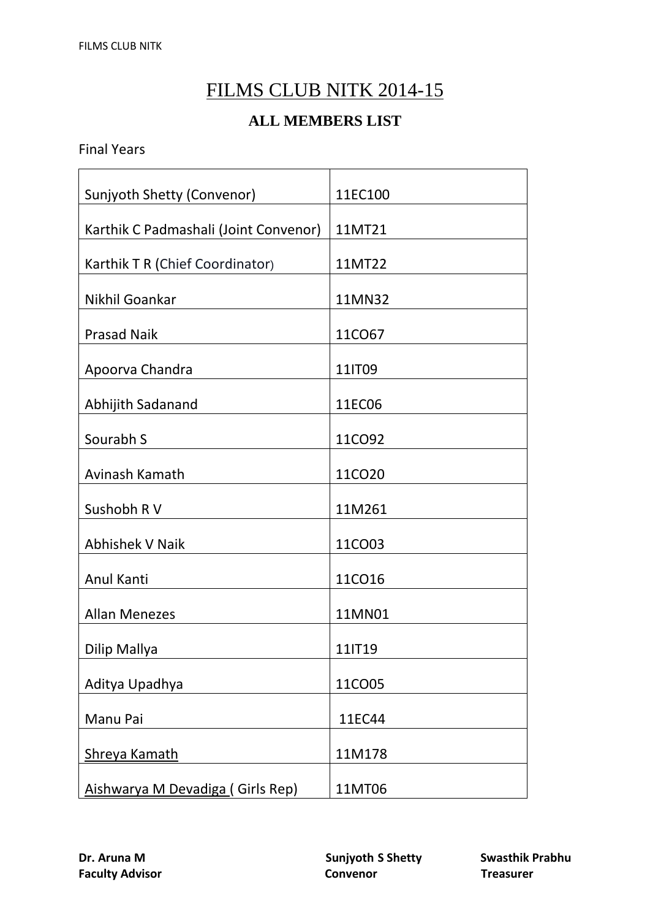# FILMS CLUB NITK 2014-15

## ALL MEMBERS LIST

Final Years

| | |
|---|---|
| Sunjyoth Shetty (Convenor) | 11EC100 |
| Karthik C Padmashali (Joint Convenor) | 11MT21 |
| Karthik T R (Chief Coordinator) | 11MT22 |
| Nikhil Goankar | 11MN32 |
| Prasad Naik | 11CO67 |
| Apoorva Chandra | 11IT09 |
| Abhijith Sadanand | 11EC06 |
| Sourabh S | 11CO92 |
| Avinash Kamath | 11CO20 |
| Sushobh R V | 11M261 |
| Abhishek V Naik | 11CO03 |
| Anul Kanti | 11CO16 |
| Allan Menezes | 11MN01 |
| Dilip Mallya | 11IT19 |
| Aditya Upadhya | 11CO05 |
| Manu Pai | 11EC44 |
| Shreya Kamath | 11M178 |
| Aishwarya M Devadiga ( Girls Rep) | 11MT06 |

**Dr. Aruna M**
**Faculty Advisor**

**Sunjyoth S Shetty**
**Convenor**

**Swasthik Prabhu**
**Treasurer**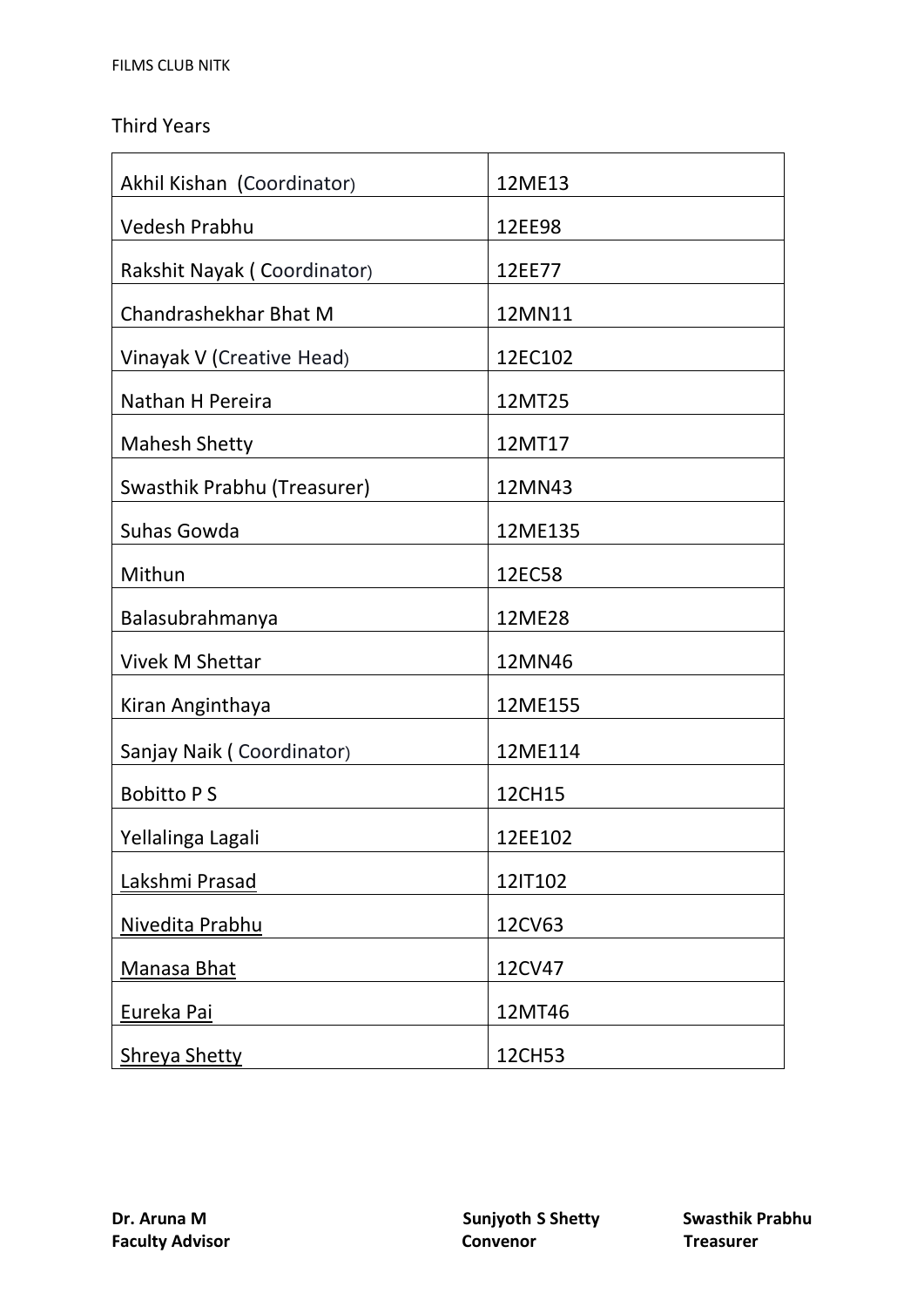Third Years

| Name | ID |
|---|---|
| Akhil Kishan (Coordinator) | 12ME13 |
| Vedesh Prabhu | 12EE98 |
| Rakshit Nayak ( Coordinator) | 12EE77 |
| Chandrashekhar Bhat M | 12MN11 |
| Vinayak V (Creative Head) | 12EC102 |
| Nathan H Pereira | 12MT25 |
| Mahesh Shetty | 12MT17 |
| Swasthik Prabhu (Treasurer) | 12MN43 |
| Suhas Gowda | 12ME135 |
| Mithun | 12EC58 |
| Balasubrahmanya | 12ME28 |
| Vivek M Shettar | 12MN46 |
| Kiran Anginthaya | 12ME155 |
| Sanjay Naik ( Coordinator) | 12ME114 |
| Bobitto P S | 12CH15 |
| Yellalinga Lagali | 12EE102 |
| Lakshmi Prasad | 12IT102 |
| Nivedita Prabhu | 12CV63 |
| Manasa Bhat | 12CV47 |
| Eureka Pai | 12MT46 |
| Shreya Shetty | 12CH53 |

**Dr. Aruna M**
**Faculty Advisor**

**Sunjyoth S Shetty**
**Convenor**

**Swasthik Prabhu**
**Treasurer**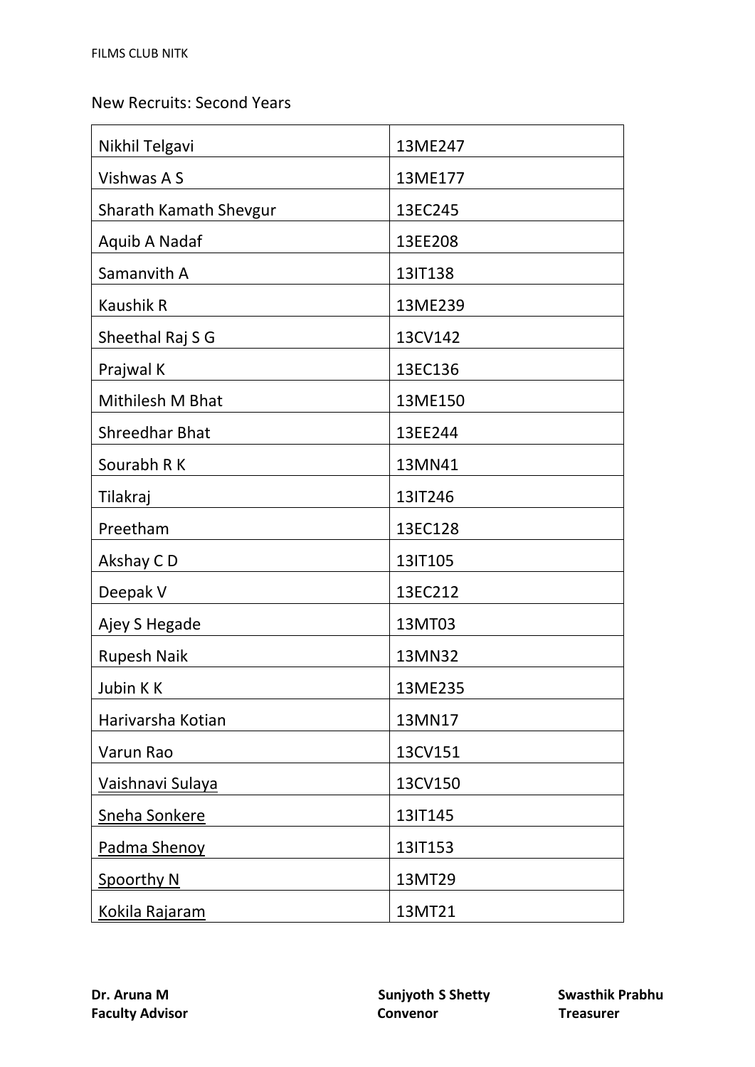New Recruits: Second Years

| | |
|---|---|
| Nikhil Telgavi | 13ME247 |
| Vishwas A S | 13ME177 |
| Sharath Kamath Shevgur | 13EC245 |
| Aquib A Nadaf | 13EE208 |
| Samanvith A | 13IT138 |
| Kaushik R | 13ME239 |
| Sheethal Raj S G | 13CV142 |
| Prajwal K | 13EC136 |
| Mithilesh M Bhat | 13ME150 |
| Shreedhar Bhat | 13EE244 |
| Sourabh R K | 13MN41 |
| Tilakraj | 13IT246 |
| Preetham | 13EC128 |
| Akshay C D | 13IT105 |
| Deepak V | 13EC212 |
| Ajey S Hegade | 13MT03 |
| Rupesh Naik | 13MN32 |
| Jubin K K | 13ME235 |
| Harivarsha Kotian | 13MN17 |
| Varun Rao | 13CV151 |
| Vaishnavi Sulaya | 13CV150 |
| Sneha Sonkere | 13IT145 |
| Padma Shenoy | 13IT153 |
| Spoorthy N | 13MT29 |
| Kokila Rajaram | 13MT21 |

**Dr. Aruna M**
**Faculty Advisor**

**Sunjyoth S Shetty**
**Convenor**

**Swasthik Prabhu**
**Treasurer**